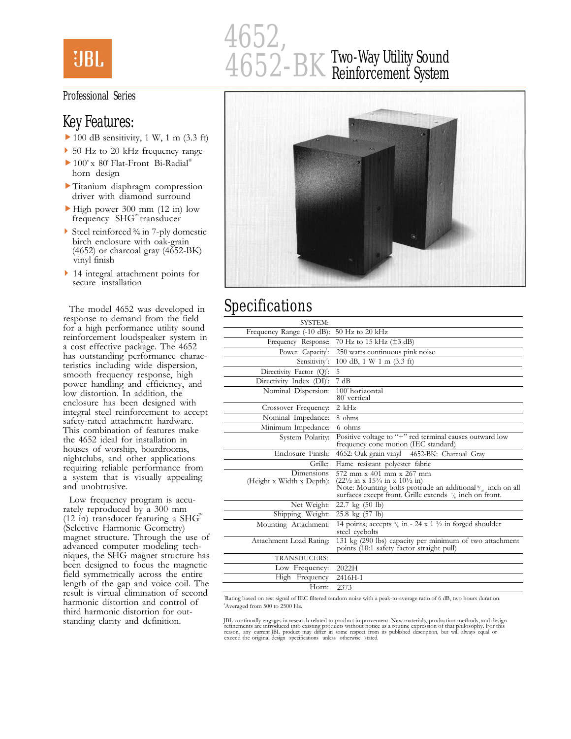JBL

# 4652, 4652-BK Two-Way Utility Sound Reinforcement System

Professional Series

## Key Features:

- 100 dB sensitivity, 1 W, 1 m (3.3 ft)
- 50 Hz to 20 kHz frequency range
- 100° x 80° Flat-Front Bi-Radial® horn design
- Titanium diaphragm compression driver with diamond surround
- High power 300 mm (12 in) low frequency SHG™ transducer
- Steel reinforced ¾ in 7-ply domestic birch enclosure with oak-grain (4652) or charcoal gray (4652-BK) vinyl finish
- 14 integral attachment points for secure installation

The model 4652 was developed in response to demand from the field for a high performance utility sound reinforcement loudspeaker system in a cost effective package. The 4652 has outstanding performance characteristics including wide dispersion, smooth frequency response, high power handling and efficiency, and low distortion. In addition, the enclosure has been designed with integral steel reinforcement to accept safety-rated attachment hardware. This combination of features make the 4652 ideal for installation in houses of worship, boardrooms, nightclubs, and other applications requiring reliable performance from a system that is visually appealing and unobtrusive.

Low frequency program is accurately reproduced by a 300 mm (12 in) transducer featuring a SHG™ (Selective Harmonic Geometry) magnet structure. Through the use of advanced computer modeling techniques, the SHG magnet structure has been designed to focus the magnetic field symmetrically across the entire length of the gap and voice coil. The result is virtual elimination of second harmonic distortion and control of third harmonic distortion for outstanding clarity and definition.

## Specifications

| | |
|---|---|
| SYSTEM: | |
| Frequency Range (-10 dB): | 50 Hz to 20 kHz |
| Frequency Response: | 70 Hz to 15 kHz (±3 dB) |
| Power Capacity[1]: | 250 watts continuous pink noise |
| Sensitivity[2]: | 100 dB, 1 W 1 m (3.3 ft) |
| Directivity Factor (Q)[2]: | 5 |
| Directivity Index (DI)[2]: | 7 dB |
| Nominal Dispersion: | 100° horizontal<br>80° vertical |
| Crossover Frequency: | 2 kHz |
| Nominal Impedance: | 8 ohms |
| Minimum Impedance: | 6 ohms |
| System Polarity: | Positive voltage to "+" red terminal causes outward low frequency cone motion (IEC standard) |
| Enclosure Finish: | 4652: Oak grain vinyl 4652-BK: Charcoal Gray |
| Grille: | Flame resistant polyester fabric |
| Dimensions (Height x Width x Depth): | 572 mm x 401 mm x 267 mm<br>(22½ in x 15¾ in x 10½ in)<br>Note: Mounting bolts protrude an additional 9/16 inch on all surfaces except front. Grille extends 7/8 inch on front. |
| Net Weight: | 22.7 kg (50 lb) |
| Shipping Weight: | 25.8 kg (57 lb) |
| Mounting Attachment: | 14 points; accepts 3/8 in - 24 x 1 ½ in forged shoulder steel eyebolts |
| Attachment Load Rating: | 131 kg (290 lbs) capacity per minimum of two attachment points (10:1 safety factor straight pull) |
| TRANSDUCERS: | |
| Low Frequency: | 2022H |
| High Frequency | 2416H-1 |
| Horn: | 2373 |

[1]Rating based on test signal of IEC filtered random noise with a peak-to-average ratio of 6 dB, two hours duration.
[2]Averaged from 500 to 2500 Hz.

JBL continually engages in research related to product improvement. New materials, production methods, and design refinements are introduced into existing products without notice as a routine expression of that philosophy. For this reason, any current JBL product may differ in some respect from its published description, but will always equal or exceed the original design specifications unless otherwise stated.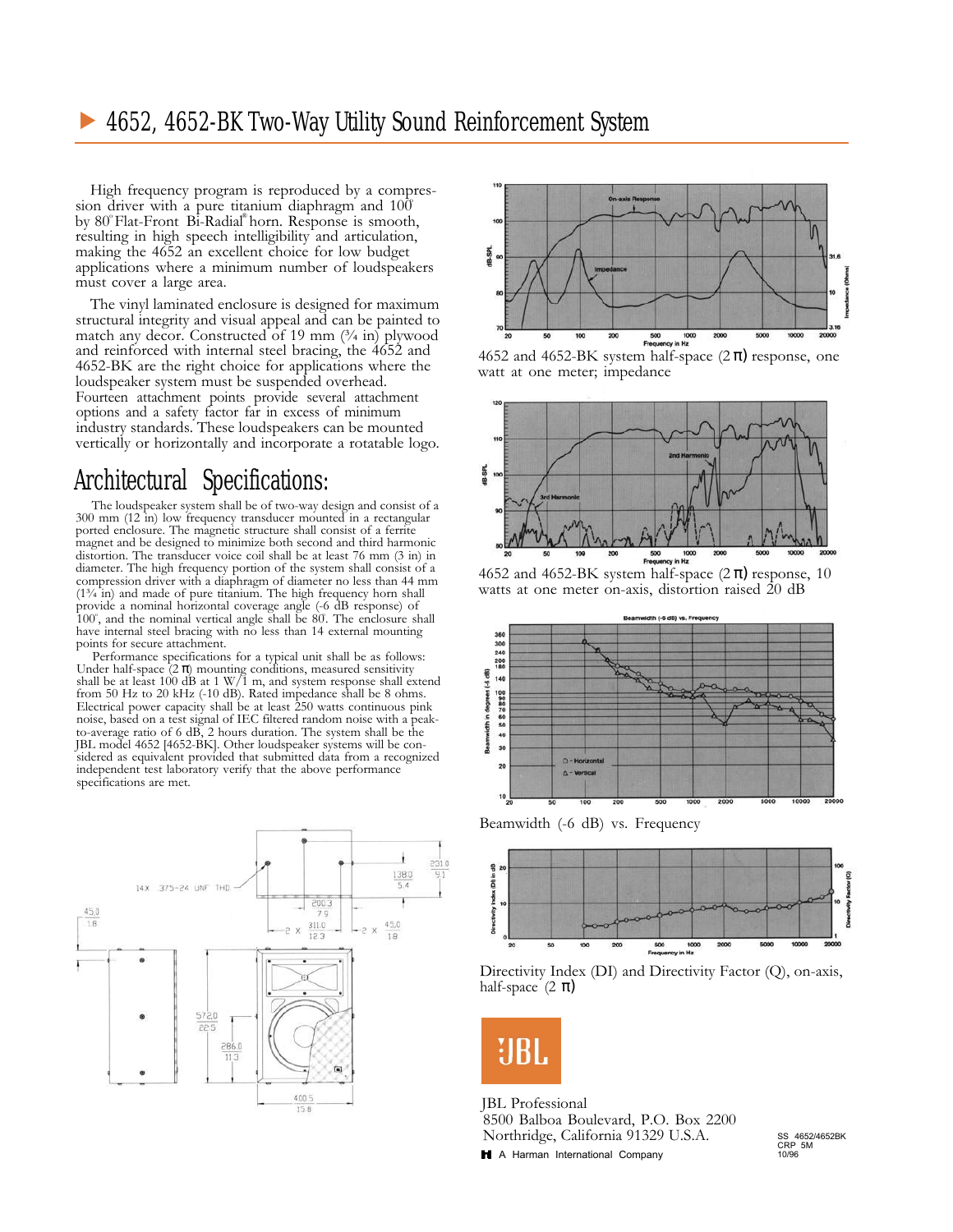# 4652, 4652-BK Two-Way Utility Sound Reinforcement System

High frequency program is reproduced by a compression driver with a pure titanium diaphragm and 100° by 80° Flat-Front Bi-Radial® horn. Response is smooth, resulting in high speech intelligibility and articulation, making the 4652 an excellent choice for low budget applications where a minimum number of loudspeakers must cover a large area.

The vinyl laminated enclosure is designed for maximum structural integrity and visual appeal and can be painted to match any decor. Constructed of 19 mm (¾ in) plywood and reinforced with internal steel bracing, the 4652 and 4652-BK are the right choice for applications where the loudspeaker system must be suspended overhead. Fourteen attachment points provide several attachment options and a safety factor far in excess of minimum industry standards. These loudspeakers can be mounted vertically or horizontally and incorporate a rotatable logo.

## Architectural Specifications:

The loudspeaker system shall be of two-way design and consist of a 300 mm (12 in) low frequency transducer mounted in a rectangular ported enclosure. The magnetic structure shall consist of a ferrite magnet and be designed to minimize both second and third harmonic distortion. The transducer voice coil shall be at least 76 mm (3 in) in diameter. The high frequency portion of the system shall consist of a compression driver with a diaphragm of diameter no less than 44 mm (1¾ in) and made of pure titanium. The high frequency horn shall provide a nominal horizontal coverage angle (-6 dB response) of 100°, and the nominal vertical angle shall be 80°. The enclosure shall have internal steel bracing with no less than 14 external mounting points for secure attachment.

Performance specifications for a typical unit shall be as follows: Under half-space ($2\pi$) mounting conditions, measured sensitivity shall be at least 100 dB at 1 W/1 m, and system response shall extend from 50 Hz to 20 kHz (-10 dB). Rated impedance shall be 8 ohms. Electrical power capacity shall be at least 250 watts continuous pink noise, based on a test signal of IEC filtered random noise with a peak-to-average ratio of 6 dB, 2 hours duration. The system shall be the JBL model 4652 [4652-BK]. Other loudspeaker systems will be considered as equivalent provided that submitted data from a recognized independent test laboratory verify that the above performance specifications are met.

14X .375-24 UNF THD
45.0
1.8
138.0
5.4
231.0
9.1
200.3
7.9
2 X 311.0
12.3
2 X 45.0
1.8
572.0
22.5
286.0
11.3
400.5
15.8

On-axis Response
Impedance
dB-SPL
Impedance (Ohms)
Frequency in Hz

4652 and 4652-BK system half-space ($2\pi$) response, one watt at one meter; impedance

2nd Harmonic
3rd Harmonic
dB-SPL
Frequency in Hz

4652 and 4652-BK system half-space ($2\pi$) response, 10 watts at one meter on-axis, distortion raised 20 dB

Beamwidth (-6 dB) vs. Frequency
Beamwidth in degrees (-6 dB)
○ - Horizontal
△ - Vertical

Beamwidth (-6 dB) vs. Frequency

Directivity Index (DI) in dB
Directivity Factor (Q)
Frequency in Hz

Directivity Index (DI) and Directivity Factor (Q), on-axis, half-space ($2\pi$)

JBL

JBL Professional
8500 Balboa Boulevard, P.O. Box 2200
Northridge, California 91329 U.S.A.

A Harman International Company

SS 4652/4652BK
CRP 5M
10/96